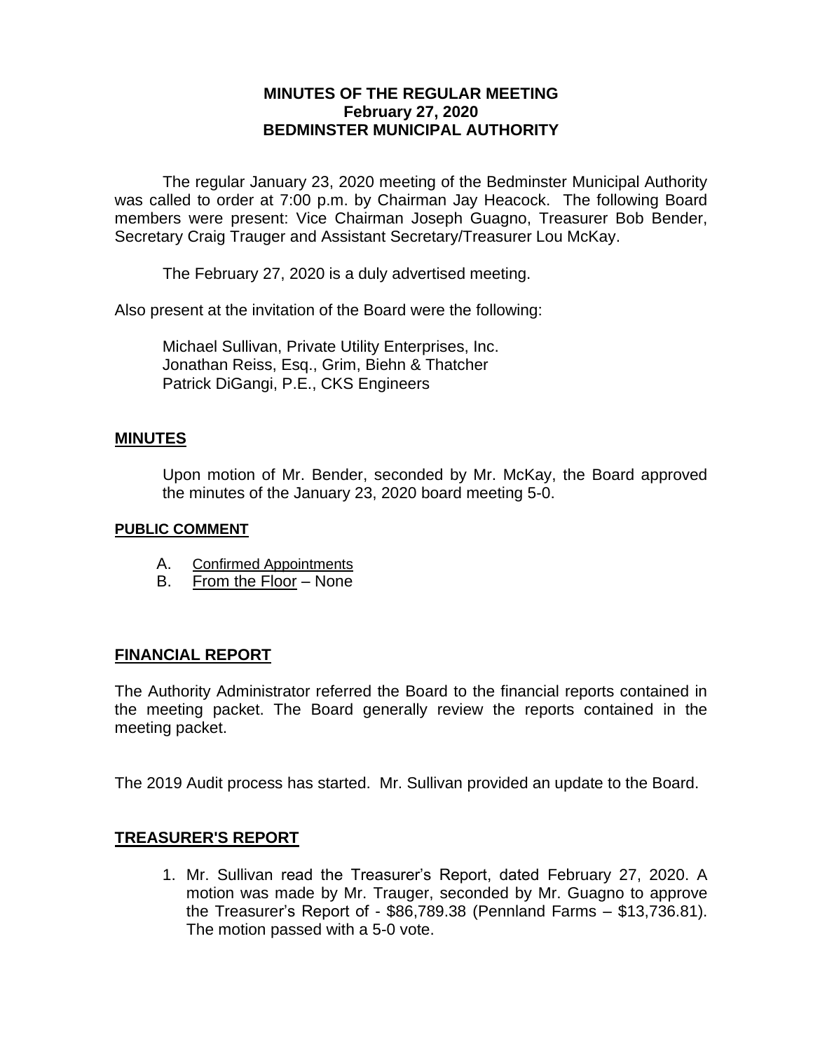**MINUTES OF THE REGULAR MEETING**
**February 27, 2020**
**BEDMINSTER MUNICIPAL AUTHORITY**

The regular January 23, 2020 meeting of the Bedminster Municipal Authority was called to order at 7:00 p.m. by Chairman Jay Heacock. The following Board members were present: Vice Chairman Joseph Guagno, Treasurer Bob Bender, Secretary Craig Trauger and Assistant Secretary/Treasurer Lou McKay.

The February 27, 2020 is a duly advertised meeting.

Also present at the invitation of the Board were the following:

Michael Sullivan, Private Utility Enterprises, Inc.
Jonathan Reiss, Esq., Grim, Biehn & Thatcher
Patrick DiGangi, P.E., CKS Engineers

## MINUTES

Upon motion of Mr. Bender, seconded by Mr. McKay, the Board approved the minutes of the January 23, 2020 board meeting 5-0.

## PUBLIC COMMENT

A. Confirmed Appointments
B. From the Floor – None

## FINANCIAL REPORT

The Authority Administrator referred the Board to the financial reports contained in the meeting packet. The Board generally review the reports contained in the meeting packet.

The 2019 Audit process has started. Mr. Sullivan provided an update to the Board.

## TREASURER'S REPORT

1. Mr. Sullivan read the Treasurer's Report, dated February 27, 2020. A motion was made by Mr. Trauger, seconded by Mr. Guagno to approve the Treasurer's Report of - $86,789.38 (Pennland Farms – $13,736.81). The motion passed with a 5-0 vote.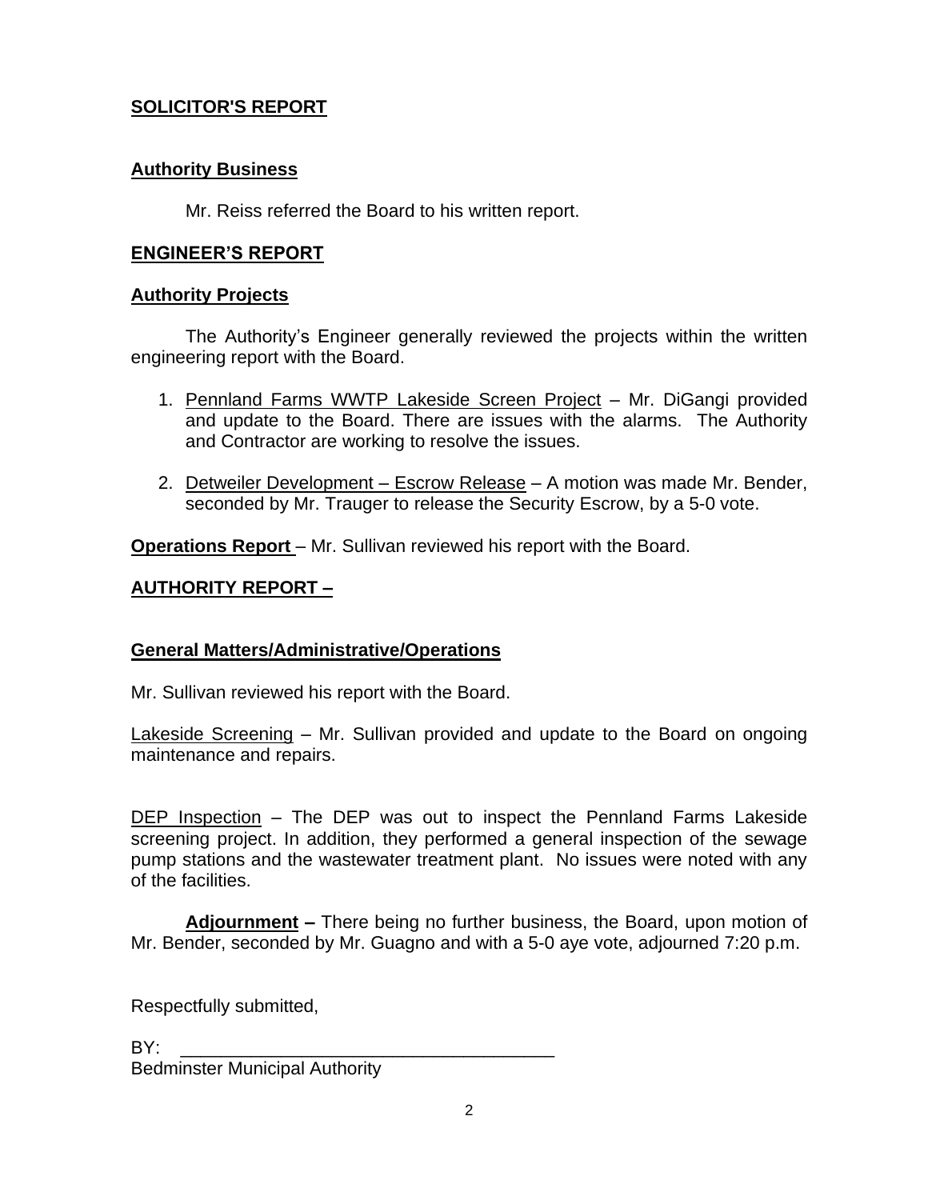## SOLICITOR'S REPORT

### Authority Business

Mr. Reiss referred the Board to his written report.

## ENGINEER'S REPORT

### Authority Projects

The Authority's Engineer generally reviewed the projects within the written engineering report with the Board.

1. Pennland Farms WWTP Lakeside Screen Project – Mr. DiGangi provided and update to the Board. There are issues with the alarms. The Authority and Contractor are working to resolve the issues.
2. Detweiler Development – Escrow Release – A motion was made Mr. Bender, seconded by Mr. Trauger to release the Security Escrow, by a 5-0 vote.

**Operations Report** – Mr. Sullivan reviewed his report with the Board.

## AUTHORITY REPORT –

### General Matters/Administrative/Operations

Mr. Sullivan reviewed his report with the Board.

Lakeside Screening – Mr. Sullivan provided and update to the Board on ongoing maintenance and repairs.

DEP Inspection – The DEP was out to inspect the Pennland Farms Lakeside screening project. In addition, they performed a general inspection of the sewage pump stations and the wastewater treatment plant. No issues were noted with any of the facilities.

**Adjournment –** There being no further business, the Board, upon motion of Mr. Bender, seconded by Mr. Guagno and with a 5-0 aye vote, adjourned 7:20 p.m.

Respectfully submitted,

BY: ______________________________________

Bedminster Municipal Authority